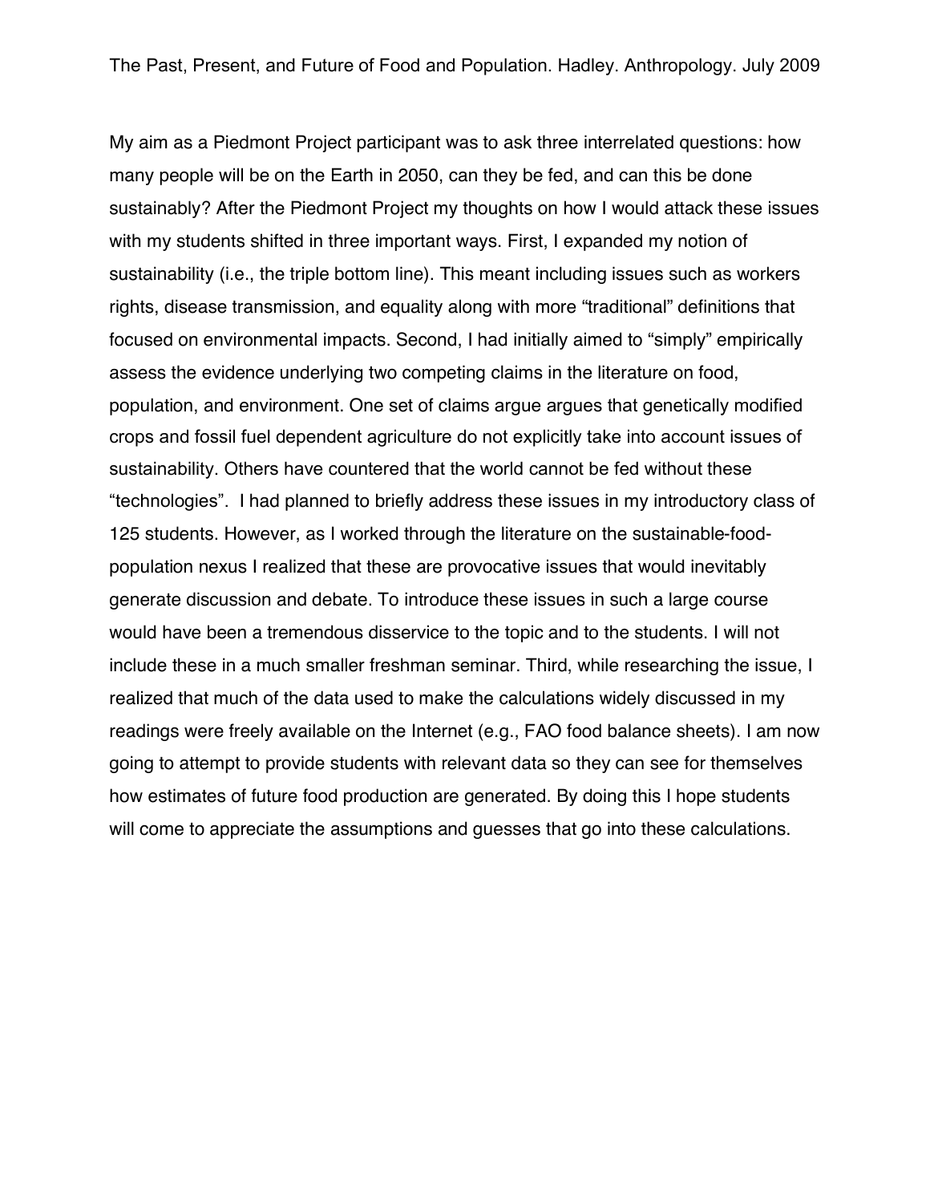The Past, Present, and Future of Food and Population. Hadley. Anthropology. July 2009

My aim as a Piedmont Project participant was to ask three interrelated questions: how many people will be on the Earth in 2050, can they be fed, and can this be done sustainably? After the Piedmont Project my thoughts on how I would attack these issues with my students shifted in three important ways. First, I expanded my notion of sustainability (i.e., the triple bottom line). This meant including issues such as workers rights, disease transmission, and equality along with more "traditional" definitions that focused on environmental impacts. Second, I had initially aimed to "simply" empirically assess the evidence underlying two competing claims in the literature on food, population, and environment. One set of claims argue argues that genetically modified crops and fossil fuel dependent agriculture do not explicitly take into account issues of sustainability. Others have countered that the world cannot be fed without these "technologies". I had planned to briefly address these issues in my introductory class of 125 students. However, as I worked through the literature on the sustainable-food-population nexus I realized that these are provocative issues that would inevitably generate discussion and debate. To introduce these issues in such a large course would have been a tremendous disservice to the topic and to the students. I will not include these in a much smaller freshman seminar. Third, while researching the issue, I realized that much of the data used to make the calculations widely discussed in my readings were freely available on the Internet (e.g., FAO food balance sheets). I am now going to attempt to provide students with relevant data so they can see for themselves how estimates of future food production are generated. By doing this I hope students will come to appreciate the assumptions and guesses that go into these calculations.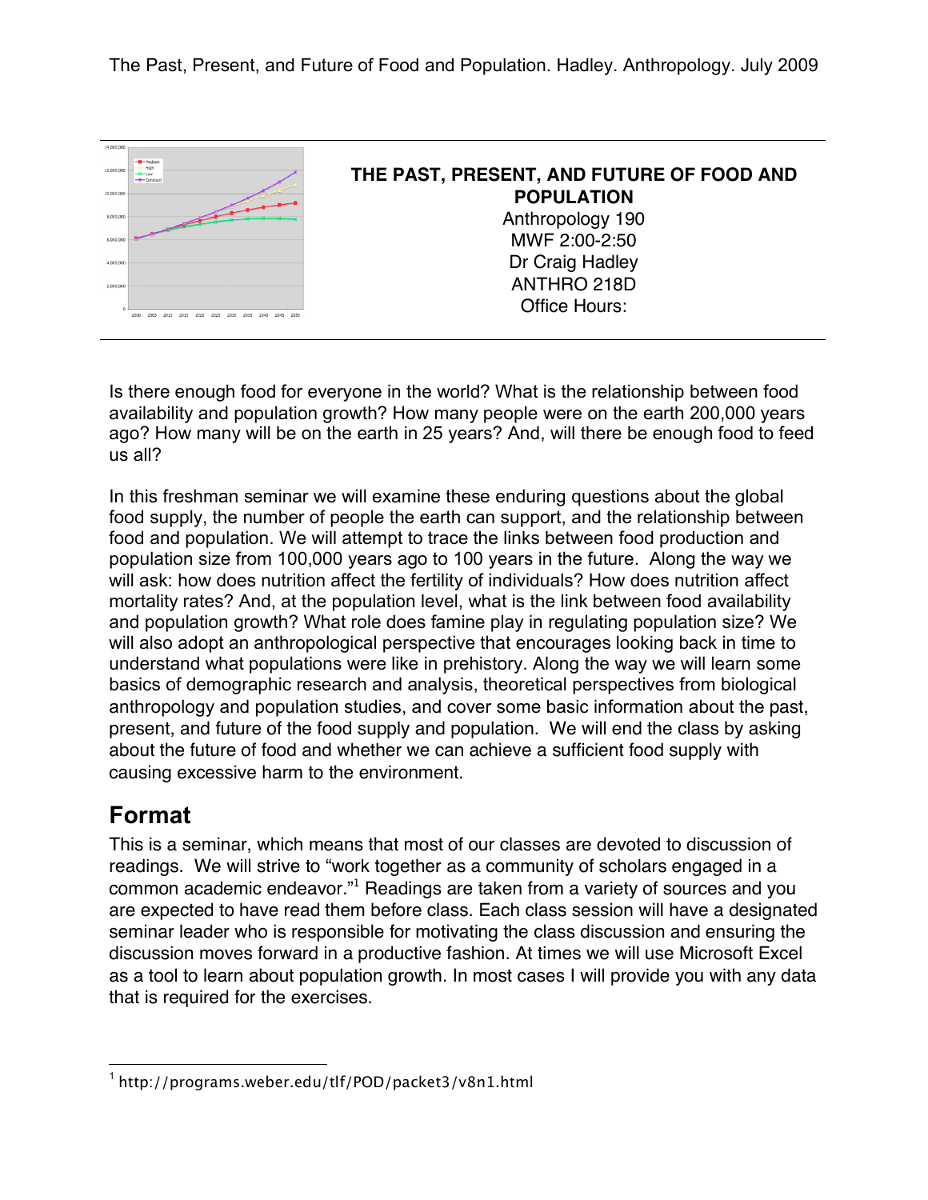The Past, Present, and Future of Food and Population. Hadley. Anthropology. July 2009

**THE PAST, PRESENT, AND FUTURE OF FOOD AND POPULATION**
Anthropology 190
MWF 2:00-2:50
Dr Craig Hadley
ANTHRO 218D
Office Hours:

Is there enough food for everyone in the world? What is the relationship between food availability and population growth? How many people were on the earth 200,000 years ago? How many will be on the earth in 25 years? And, will there be enough food to feed us all?

In this freshman seminar we will examine these enduring questions about the global food supply, the number of people the earth can support, and the relationship between food and population. We will attempt to trace the links between food production and population size from 100,000 years ago to 100 years in the future. Along the way we will ask: how does nutrition affect the fertility of individuals? How does nutrition affect mortality rates? And, at the population level, what is the link between food availability and population growth? What role does famine play in regulating population size? We will also adopt an anthropological perspective that encourages looking back in time to understand what populations were like in prehistory. Along the way we will learn some basics of demographic research and analysis, theoretical perspectives from biological anthropology and population studies, and cover some basic information about the past, present, and future of the food supply and population. We will end the class by asking about the future of food and whether we can achieve a sufficient food supply with causing excessive harm to the environment.

## Format

This is a seminar, which means that most of our classes are devoted to discussion of readings. We will strive to "work together as a community of scholars engaged in a common academic endeavor."[1] Readings are taken from a variety of sources and you are expected to have read them before class. Each class session will have a designated seminar leader who is responsible for motivating the class discussion and ensuring the discussion moves forward in a productive fashion. At times we will use Microsoft Excel as a tool to learn about population growth. In most cases I will provide you with any data that is required for the exercises.

[1] http://programs.weber.edu/tlf/POD/packet3/v8n1.html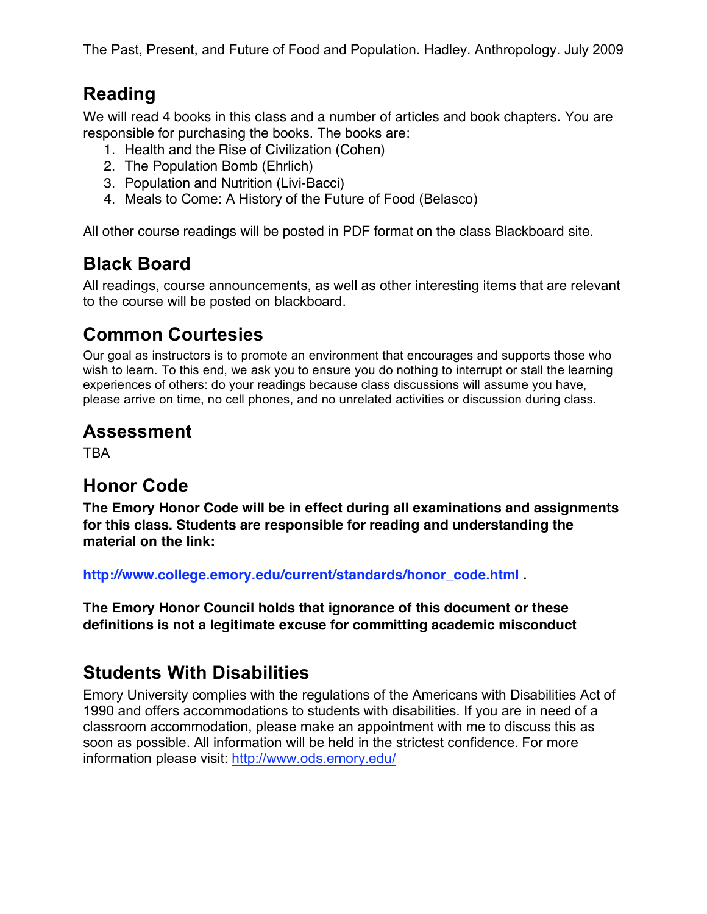## Reading

We will read 4 books in this class and a number of articles and book chapters. You are responsible for purchasing the books. The books are:

1. Health and the Rise of Civilization (Cohen)
2. The Population Bomb (Ehrlich)
3. Population and Nutrition (Livi-Bacci)
4. Meals to Come: A History of the Future of Food (Belasco)

All other course readings will be posted in PDF format on the class Blackboard site.

## Black Board

All readings, course announcements, as well as other interesting items that are relevant to the course will be posted on blackboard.

## Common Courtesies

Our goal as instructors is to promote an environment that encourages and supports those who wish to learn. To this end, we ask you to ensure you do nothing to interrupt or stall the learning experiences of others: do your readings because class discussions will assume you have, please arrive on time, no cell phones, and no unrelated activities or discussion during class.

## Assessment

TBA

## Honor Code

**The Emory Honor Code will be in effect during all examinations and assignments for this class. Students are responsible for reading and understanding the material on the link:**

**http://www.college.emory.edu/current/standards/honor_code.html .**

**The Emory Honor Council holds that ignorance of this document or these definitions is not a legitimate excuse for committing academic misconduct**

## Students With Disabilities

Emory University complies with the regulations of the Americans with Disabilities Act of 1990 and offers accommodations to students with disabilities. If you are in need of a classroom accommodation, please make an appointment with me to discuss this as soon as possible. All information will be held in the strictest confidence. For more information please visit: http://www.ods.emory.edu/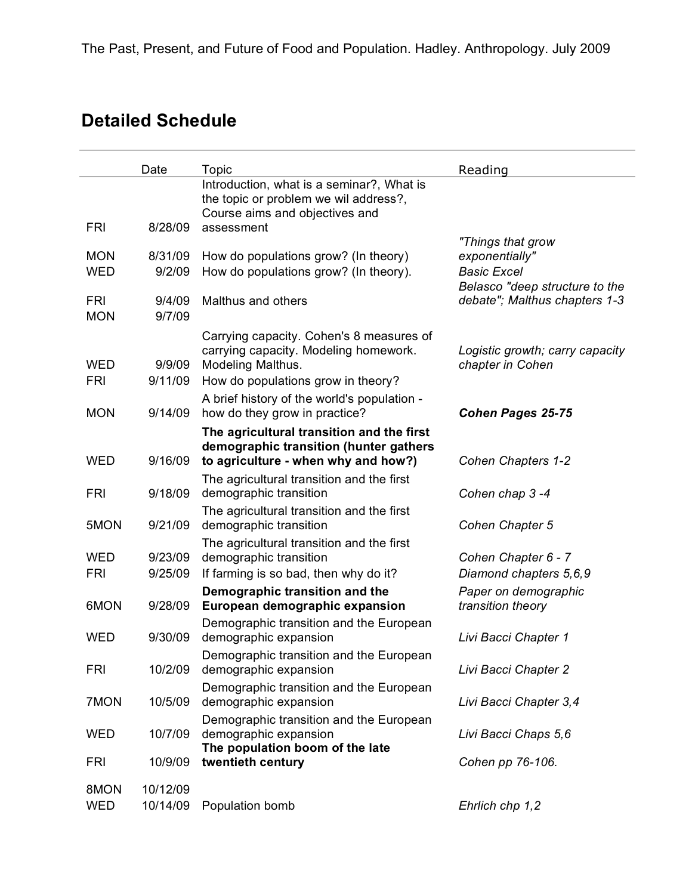## Detailed Schedule

| | Date | Topic | Reading |
|---|---|---|---|
| FRI | 8/28/09 | Introduction, what is a seminar?, What is the topic or problem we wil address?, Course aims and objectives and assessment | |
| MON | 8/31/09 | How do populations grow? (In theory) | *"Things that grow exponentially"* |
| WED | 9/2/09 | How do populations grow? (In theory). | *Basic Excel* |
| FRI | 9/4/09 | Malthus and others | *Belasco "deep structure to the debate"; Malthus chapters 1-3* |
| MON | 9/7/09 | | |
| WED | 9/9/09 | Carrying capacity. Cohen's 8 measures of carrying capacity. Modeling homework. Modeling Malthus. | *Logistic growth; carry capacity chapter in Cohen* |
| FRI | 9/11/09 | How do populations grow in theory? | |
| MON | 9/14/09 | A brief history of the world's population - how do they grow in practice? | ***Cohen Pages 25-75*** |
| WED | 9/16/09 | **The agricultural transition and the first demographic transition (hunter gathers to agriculture - when why and how?)** | *Cohen Chapters 1-2* |
| FRI | 9/18/09 | The agricultural transition and the first demographic transition | *Cohen chap 3 -4* |
| 5MON | 9/21/09 | The agricultural transition and the first demographic transition | *Cohen Chapter 5* |
| WED | 9/23/09 | The agricultural transition and the first demographic transition | *Cohen Chapter 6 - 7* |
| FRI | 9/25/09 | If farming is so bad, then why do it? | *Diamond chapters 5,6,9* |
| 6MON | 9/28/09 | **Demographic transition and the European demographic expansion** | *Paper on demographic transition theory* |
| WED | 9/30/09 | Demographic transition and the European demographic expansion | *Livi Bacci Chapter 1* |
| FRI | 10/2/09 | Demographic transition and the European demographic expansion | *Livi Bacci Chapter 2* |
| 7MON | 10/5/09 | Demographic transition and the European demographic expansion | *Livi Bacci Chapter 3,4* |
| WED | 10/7/09 | Demographic transition and the European demographic expansion | *Livi Bacci Chaps 5,6* |
| FRI | 10/9/09 | **The population boom of the late twentieth century** | *Cohen pp 76-106.* |
| 8MON | 10/12/09 | | |
| WED | 10/14/09 | Population bomb | *Ehrlich chp 1,2* |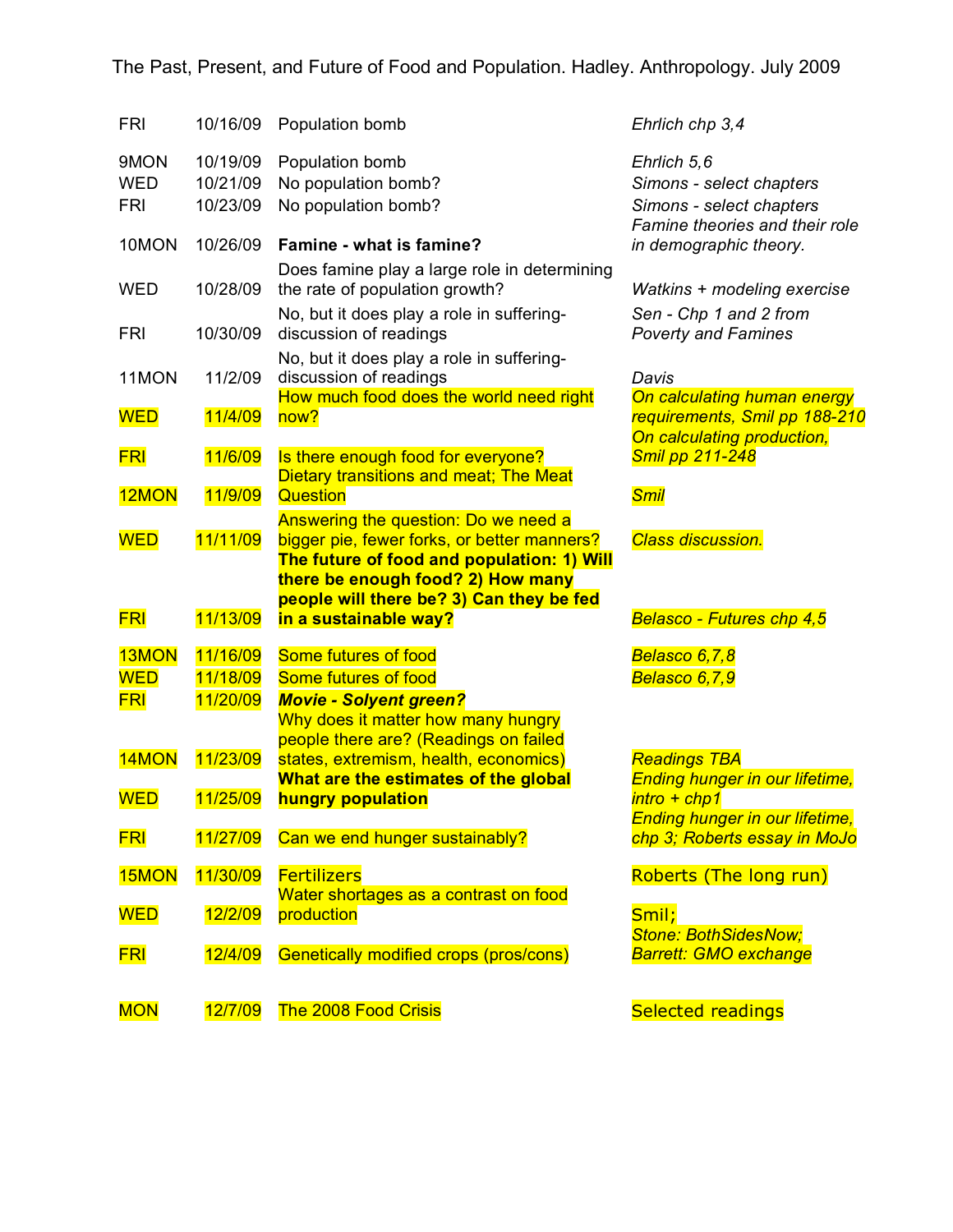The Past, Present, and Future of Food and Population. Hadley. Anthropology. July 2009

| | | | |
|---|---|---|---|
| FRI | 10/16/09 | Population bomb | *Ehrlich chp 3,4* |
| 9MON | 10/19/09 | Population bomb | *Ehrlich 5,6* |
| WED | 10/21/09 | No population bomb? | *Simons - select chapters* |
| FRI | 10/23/09 | No population bomb? | *Simons - select chapters* |
| 10MON | 10/26/09 | **Famine - what is famine?** | *Famine theories and their role in demographic theory.* |
| WED | 10/28/09 | Does famine play a large role in determining the rate of population growth? | *Watkins + modeling exercise* |
| FRI | 10/30/09 | No, but it does play a role in suffering- discussion of readings | *Sen - Chp 1 and 2 from Poverty and Famines* |
| 11MON | 11/2/09 | No, but it does play a role in suffering- discussion of readings | *Davis* |
| WED | 11/4/09 | How much food does the world need right now? | *On calculating human energy requirements, Smil pp 188-210* |
| FRI | 11/6/09 | Is there enough food for everyone? | *On calculating production, Smil pp 211-248* |
| 12MON | 11/9/09 | Dietary transitions and meat; The Meat Question | *Smil* |
| WED | 11/11/09 | Answering the question: Do we need a bigger pie, fewer forks, or better manners? | *Class discussion.* |
| FRI | 11/13/09 | **The future of food and population: 1) Will there be enough food? 2) How many people will there be? 3) Can they be fed in a sustainable way?** | *Belasco - Futures chp 4,5* |
| 13MON | 11/16/09 | Some futures of food | *Belasco 6,7,8* |
| WED | 11/18/09 | Some futures of food | *Belasco 6,7,9* |
| FRI | 11/20/09 | ***Movie - Solyent green?*** | |
| 14MON | 11/23/09 | Why does it matter how many hungry people there are? (Readings on failed states, extremism, health, economics) | *Readings TBA* |
| WED | 11/25/09 | **What are the estimates of the global hungry population** | *Ending hunger in our lifetime, intro + chp1* |
| FRI | 11/27/09 | Can we end hunger sustainably? | *Ending hunger in our lifetime, chp 3; Roberts essay in MoJo* |
| 15MON | 11/30/09 | Fertilizers | Roberts (The long run) |
| WED | 12/2/09 | Water shortages as a contrast on food production | Smil; |
| FRI | 12/4/09 | Genetically modified crops (pros/cons) | *Stone: BothSidesNow; Barrett: GMO exchange* |
| MON | 12/7/09 | The 2008 Food Crisis | Selected readings |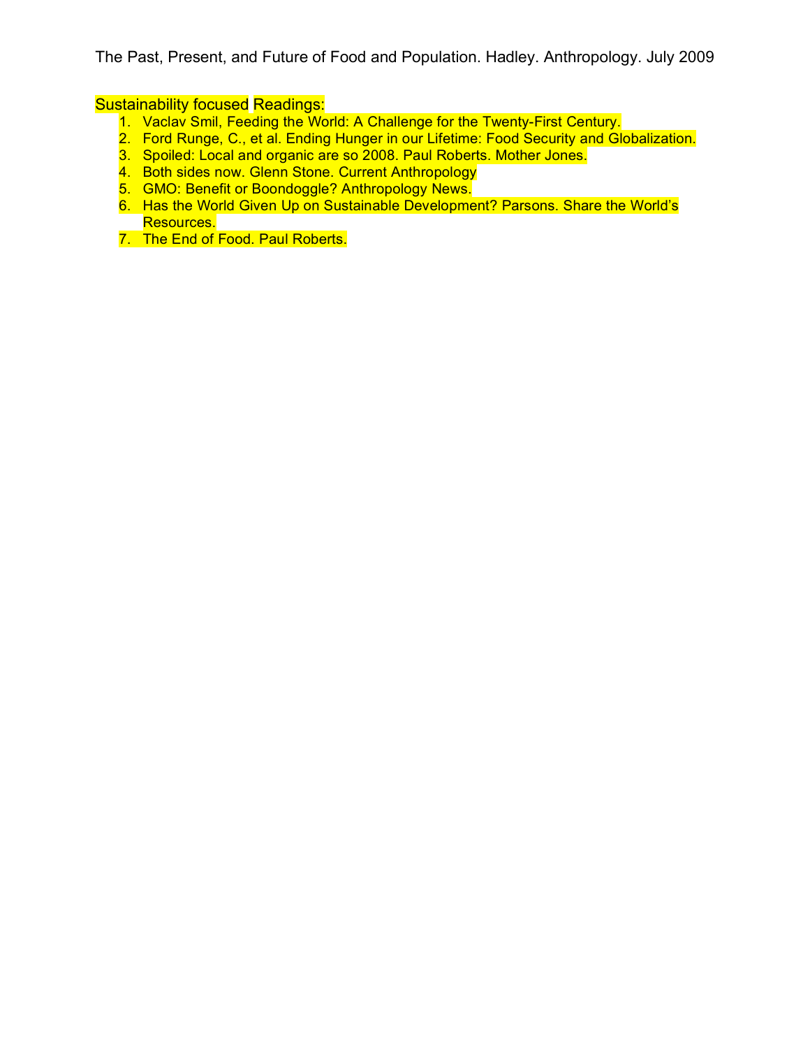The Past, Present, and Future of Food and Population. Hadley. Anthropology. July 2009

Sustainability focused Readings:

1. Vaclav Smil, Feeding the World: A Challenge for the Twenty-First Century.
2. Ford Runge, C., et al. Ending Hunger in our Lifetime: Food Security and Globalization.
3. Spoiled: Local and organic are so 2008. Paul Roberts. Mother Jones.
4. Both sides now. Glenn Stone. Current Anthropology
5. GMO: Benefit or Boondoggle? Anthropology News.
6. Has the World Given Up on Sustainable Development? Parsons. Share the World's Resources.
7. The End of Food. Paul Roberts.